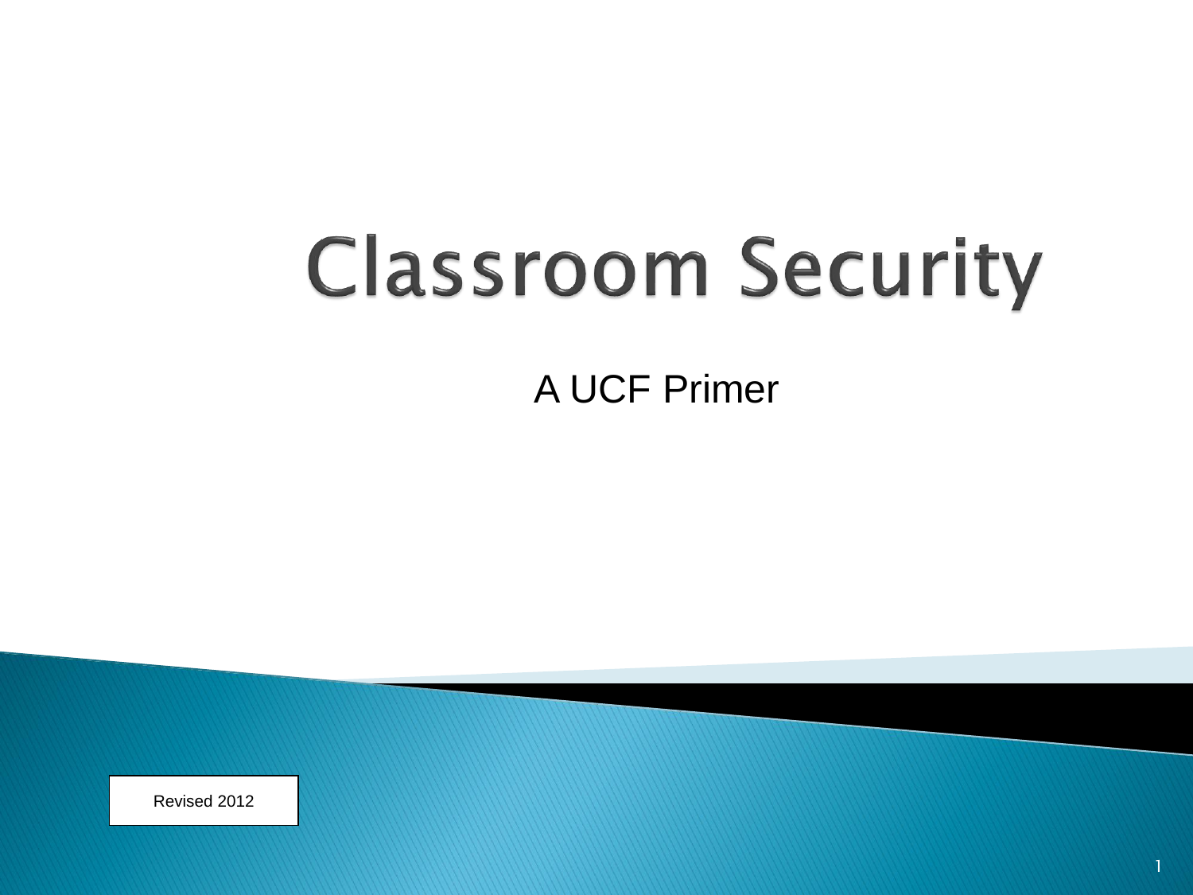# Classroom Security

A UCF Primer

Revised 2012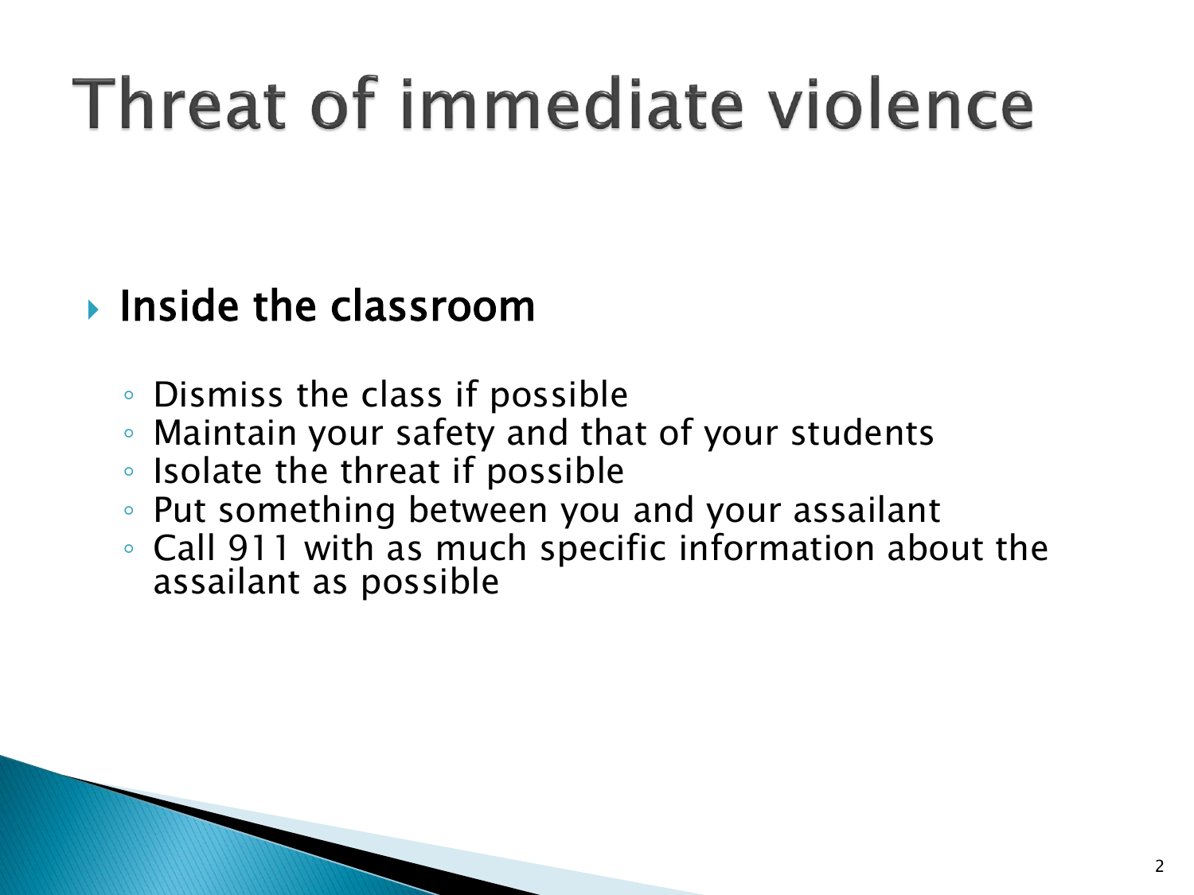# Threat of immediate violence

- **Inside the classroom**
  - Dismiss the class if possible
  - Maintain your safety and that of your students
  - Isolate the threat if possible
  - Put something between you and your assailant
  - Call 911 with as much specific information about the assailant as possible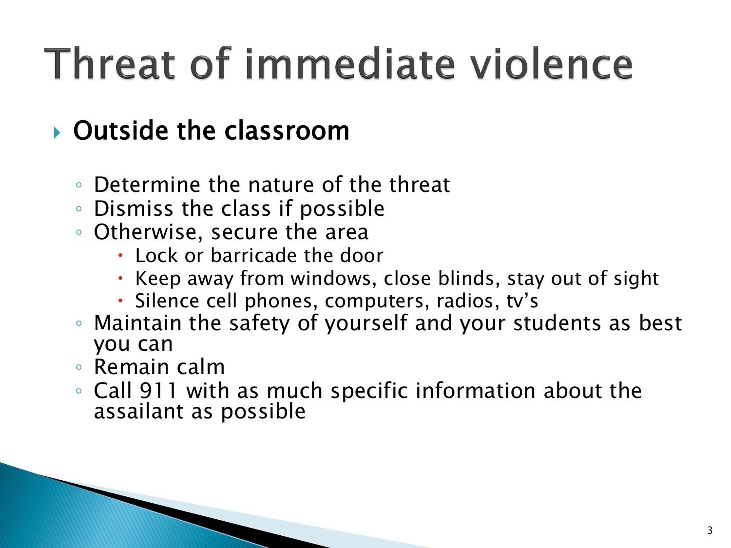# Threat of immediate violence

- **Outside the classroom**
  - Determine the nature of the threat
  - Dismiss the class if possible
  - Otherwise, secure the area
    - Lock or barricade the door
    - Keep away from windows, close blinds, stay out of sight
    - Silence cell phones, computers, radios, tv's
  - Maintain the safety of yourself and your students as best you can
  - Remain calm
  - Call 911 with as much specific information about the assailant as possible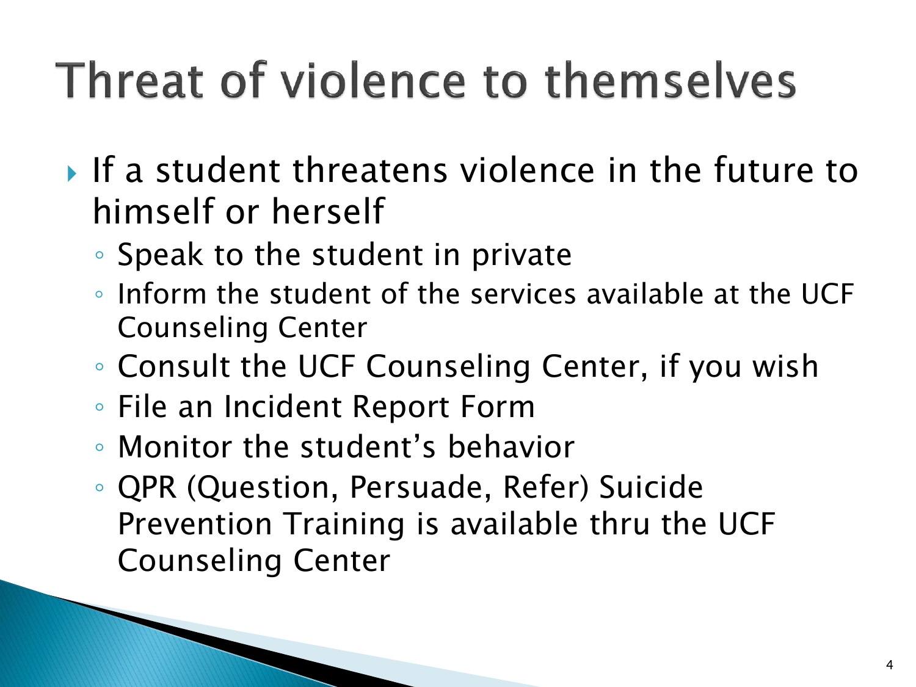# Threat of violence to themselves

- If a student threatens violence in the future to himself or herself
  - Speak to the student in private
  - Inform the student of the services available at the UCF Counseling Center
  - Consult the UCF Counseling Center, if you wish
  - File an Incident Report Form
  - Monitor the student's behavior
  - QPR (Question, Persuade, Refer) Suicide Prevention Training is available thru the UCF Counseling Center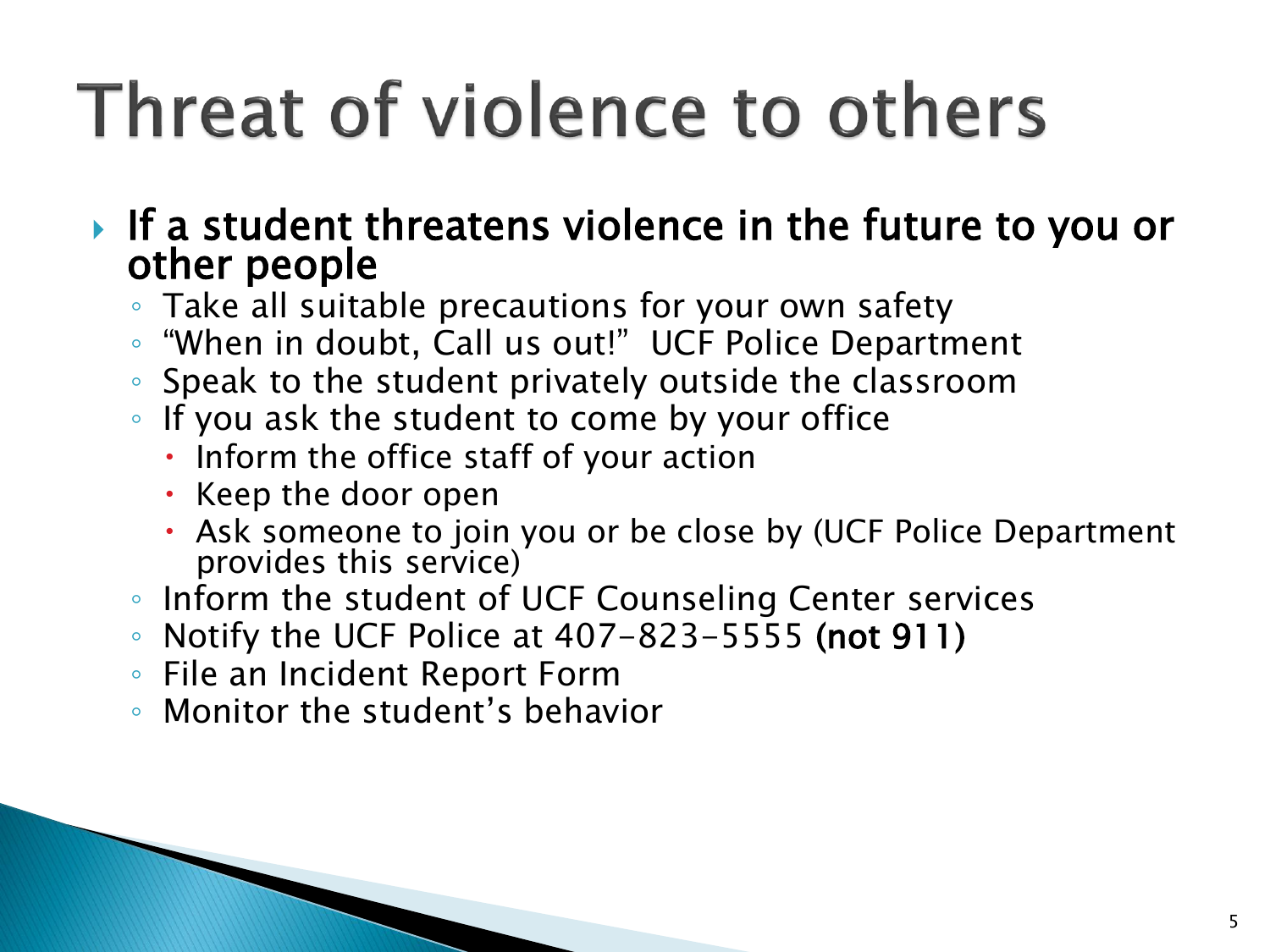# Threat of violence to others

- **If a student threatens violence in the future to you or other people**
  - Take all suitable precautions for your own safety
  - "When in doubt, Call us out!" UCF Police Department
  - Speak to the student privately outside the classroom
  - If you ask the student to come by your office
    - Inform the office staff of your action
    - Keep the door open
    - Ask someone to join you or be close by (UCF Police Department provides this service)
  - Inform the student of UCF Counseling Center services
  - Notify the UCF Police at 407-823-5555 **(not 911)**
  - File an Incident Report Form
  - Monitor the student's behavior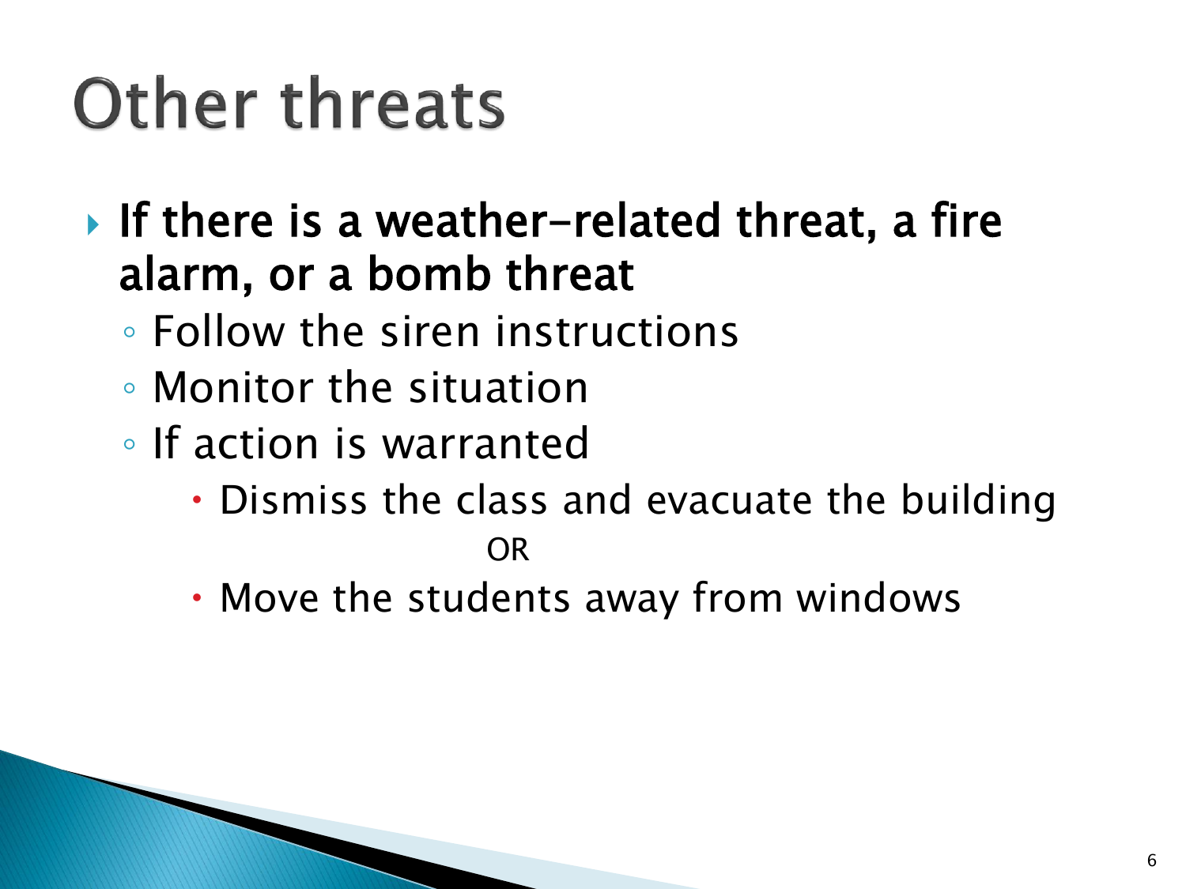# Other threats

- **If there is a weather-related threat, a fire alarm, or a bomb threat**
  - Follow the siren instructions
  - Monitor the situation
  - If action is warranted
    - Dismiss the class and evacuate the building

      OR
    - Move the students away from windows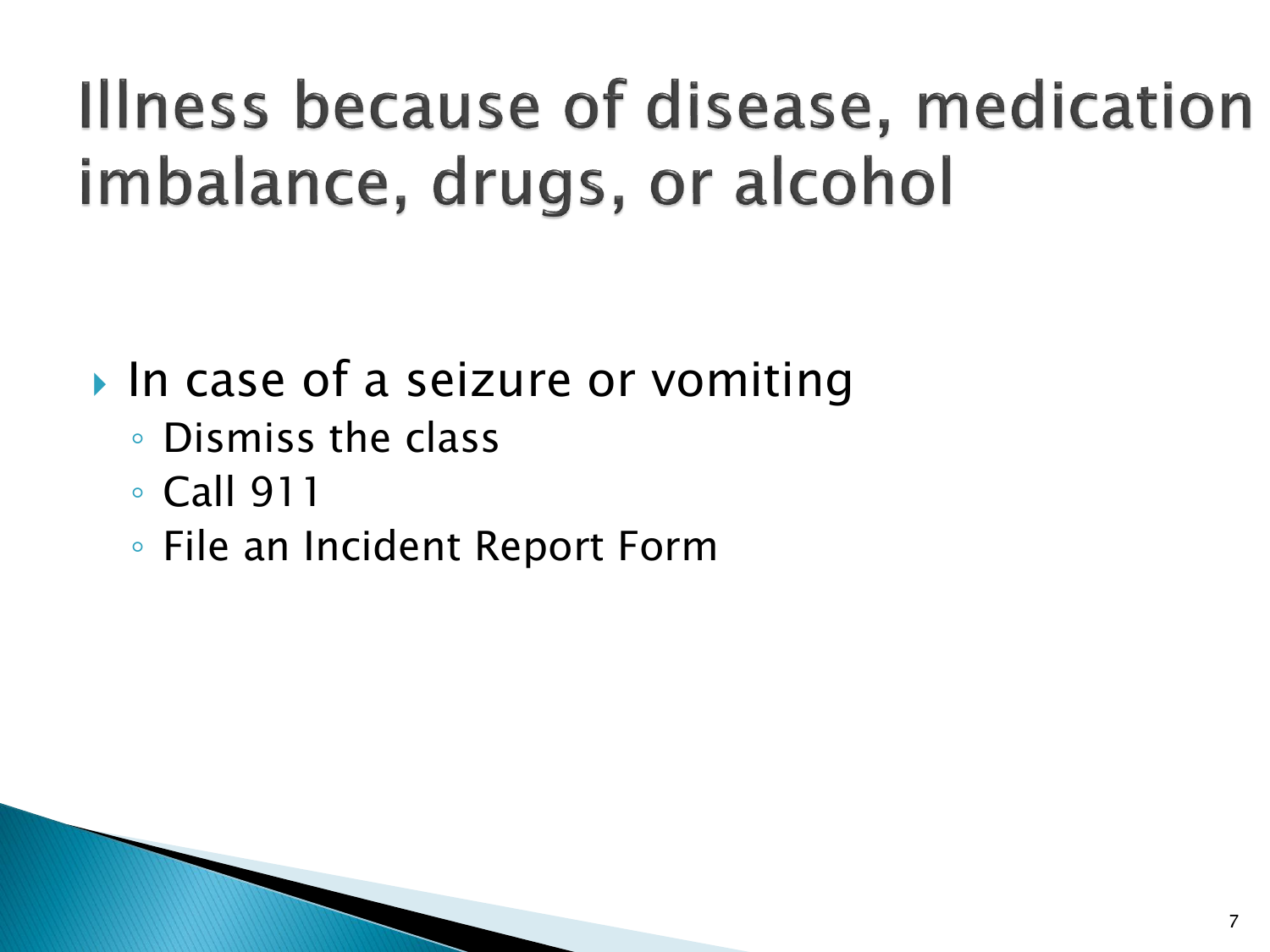# Illness because of disease, medication imbalance, drugs, or alcohol

- In case of a seizure or vomiting
  - Dismiss the class
  - Call 911
  - File an Incident Report Form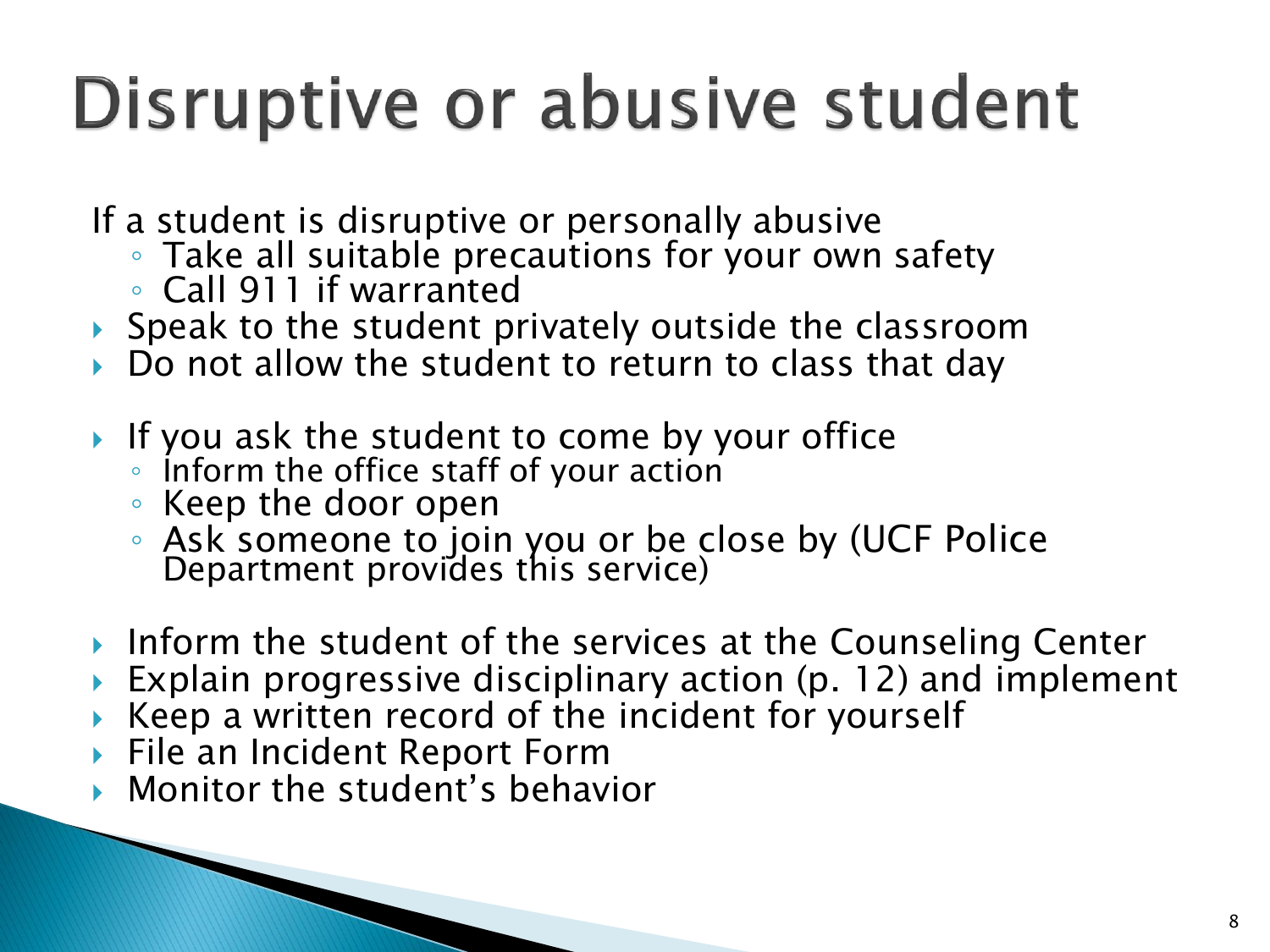# Disruptive or abusive student

If a student is disruptive or personally abusive

- Take all suitable precautions for your own safety
- Call 911 if warranted

- Speak to the student privately outside the classroom
- Do not allow the student to return to class that day

- If you ask the student to come by your office
  - Inform the office staff of your action
  - Keep the door open
  - Ask someone to join you or be close by (UCF Police Department provides this service)

- Inform the student of the services at the Counseling Center
- Explain progressive disciplinary action (p. 12) and implement
- Keep a written record of the incident for yourself
- File an Incident Report Form
- Monitor the student's behavior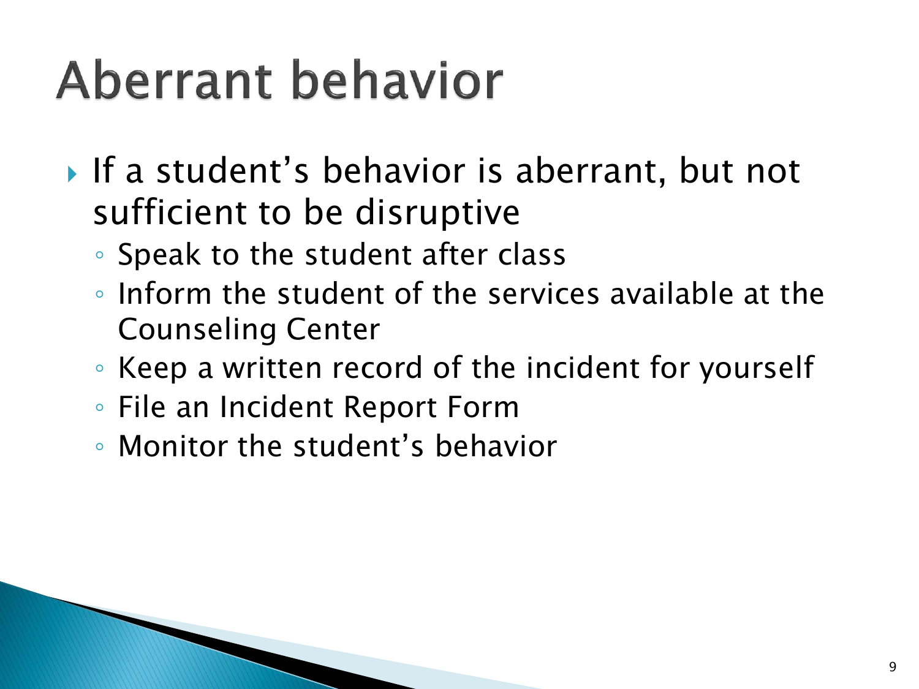# Aberrant behavior

- If a student's behavior is aberrant, but not sufficient to be disruptive
  - Speak to the student after class
  - Inform the student of the services available at the Counseling Center
  - Keep a written record of the incident for yourself
  - File an Incident Report Form
  - Monitor the student's behavior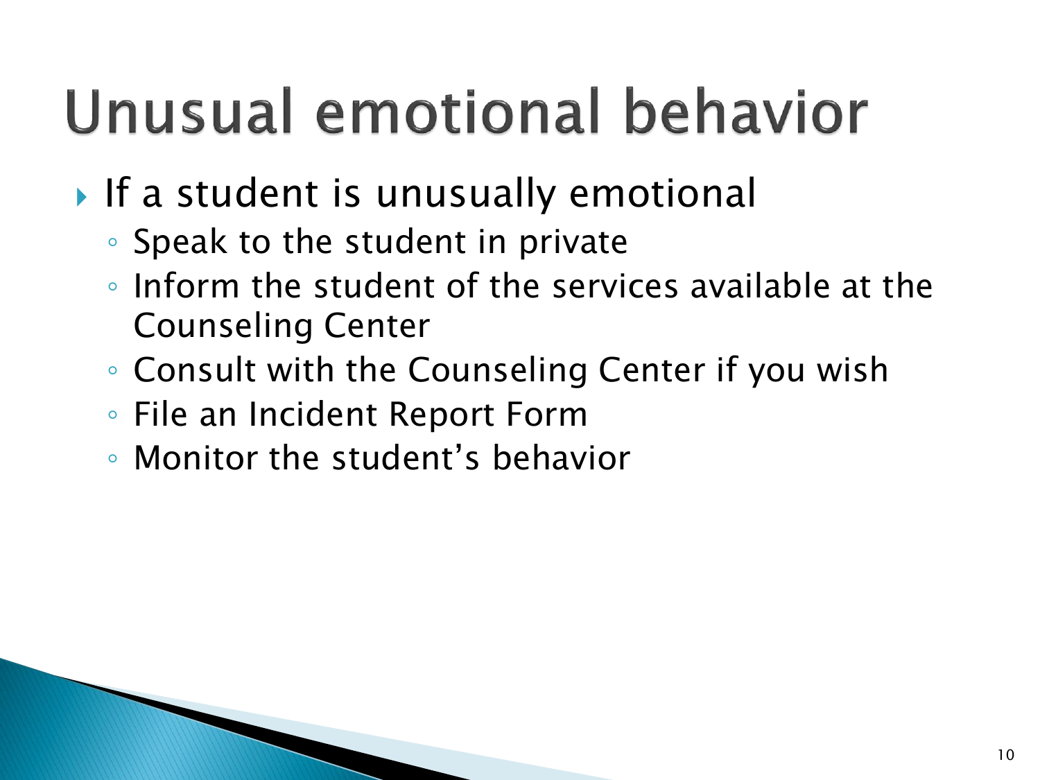# Unusual emotional behavior

- If a student is unusually emotional
  - Speak to the student in private
  - Inform the student of the services available at the Counseling Center
  - Consult with the Counseling Center if you wish
  - File an Incident Report Form
  - Monitor the student's behavior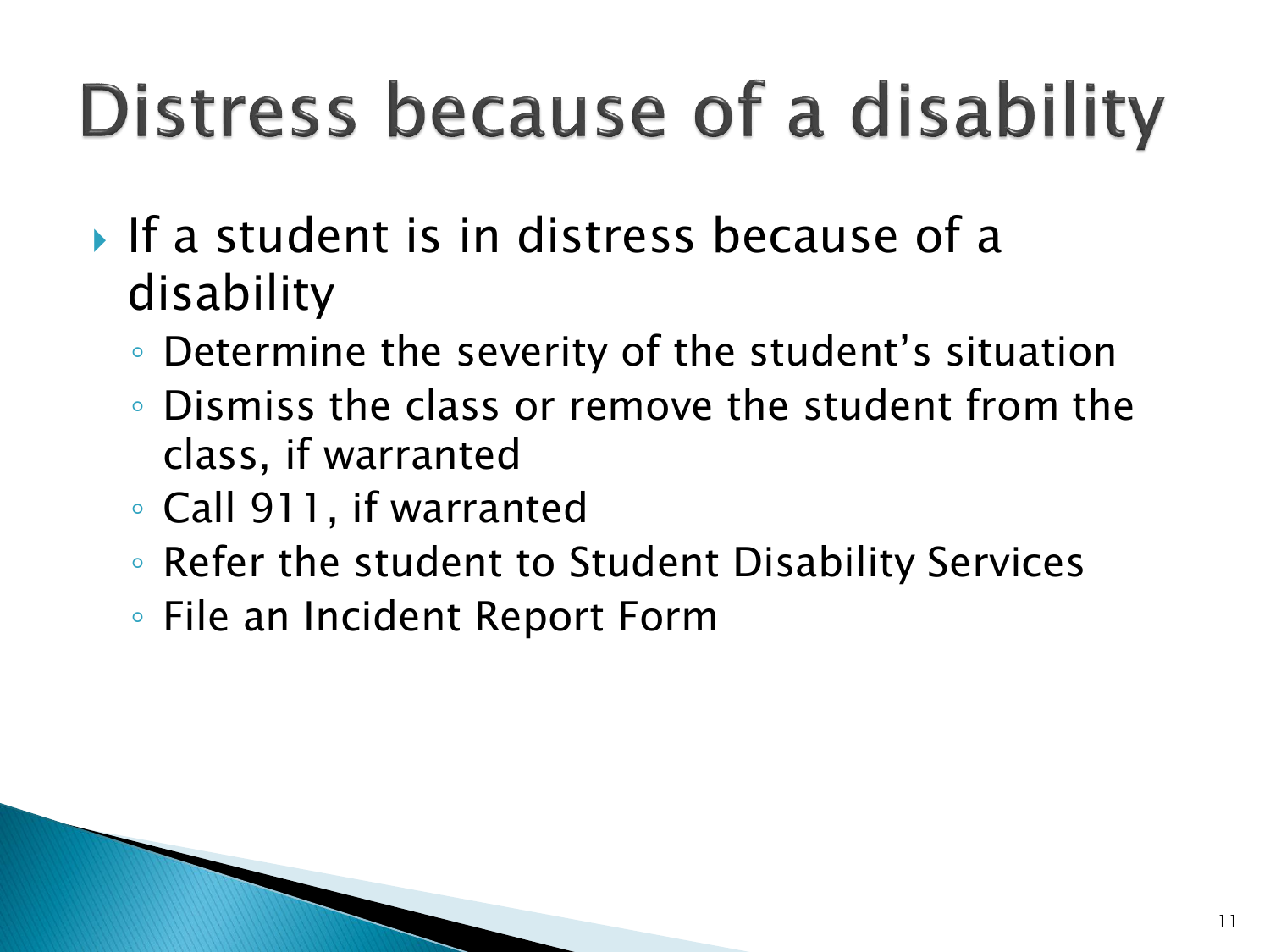# Distress because of a disability

- If a student is in distress because of a disability
  - Determine the severity of the student's situation
  - Dismiss the class or remove the student from the class, if warranted
  - Call 911, if warranted
  - Refer the student to Student Disability Services
  - File an Incident Report Form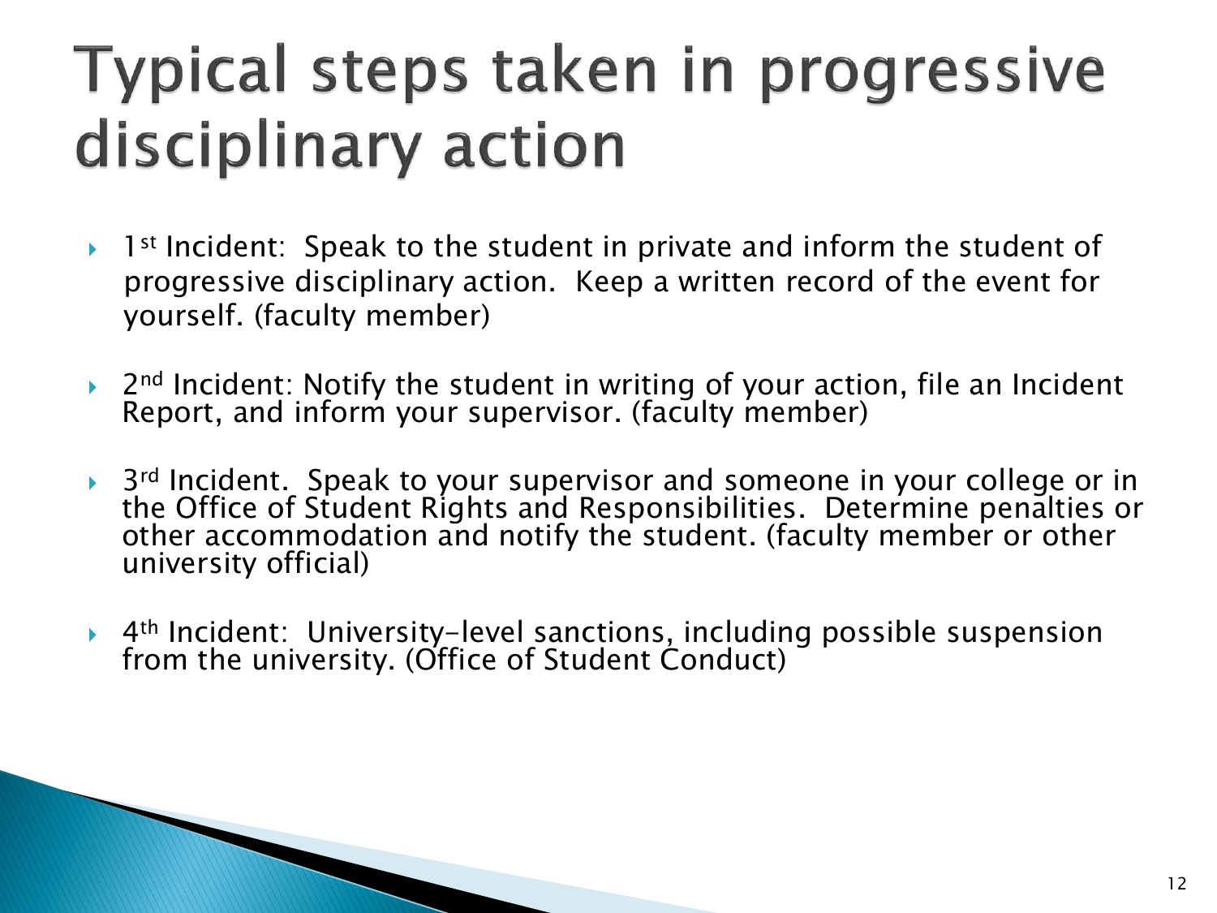# Typical steps taken in progressive disciplinary action

- 1st Incident: Speak to the student in private and inform the student of progressive disciplinary action. Keep a written record of the event for yourself. (faculty member)
- 2nd Incident: Notify the student in writing of your action, file an Incident Report, and inform your supervisor. (faculty member)
- 3rd Incident. Speak to your supervisor and someone in your college or in the Office of Student Rights and Responsibilities. Determine penalties or other accommodation and notify the student. (faculty member or other university official)
- 4th Incident: University-level sanctions, including possible suspension from the university. (Office of Student Conduct)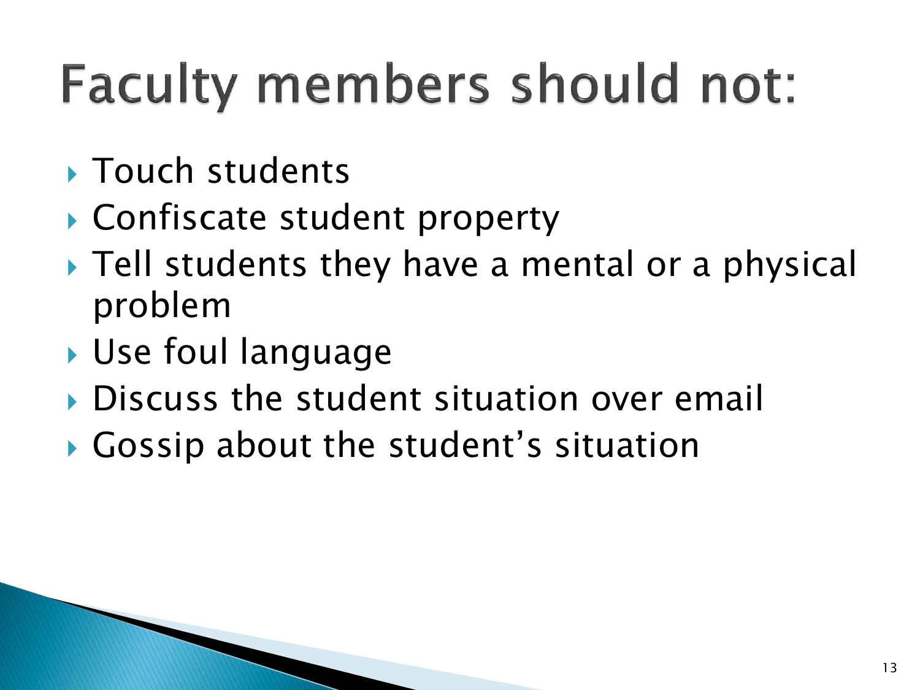# Faculty members should not:

- Touch students
- Confiscate student property
- Tell students they have a mental or a physical problem
- Use foul language
- Discuss the student situation over email
- Gossip about the student's situation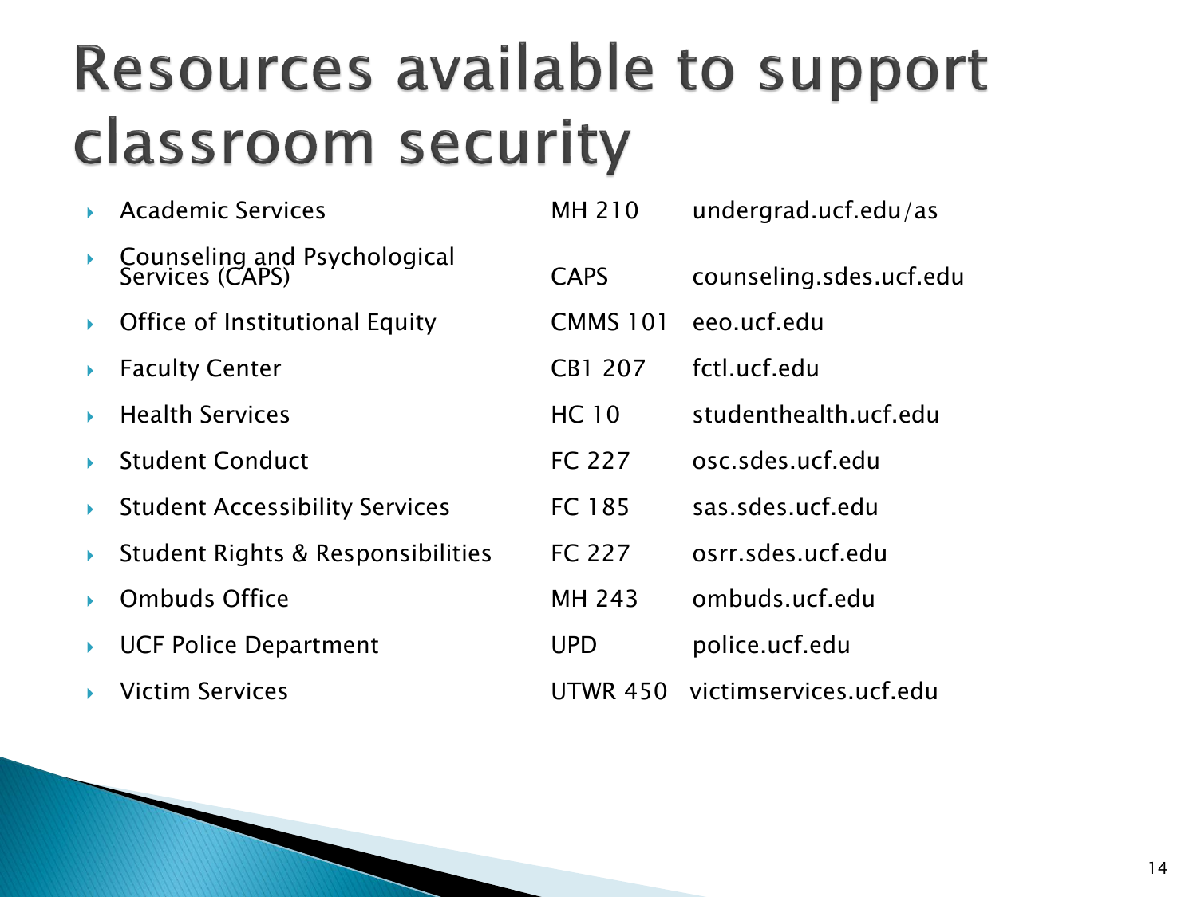# Resources available to support classroom security

| | | |
|---|---|---|
| Academic Services | MH 210 | undergrad.ucf.edu/as |
| Counseling and Psychological Services (CAPS) | CAPS | counseling.sdes.ucf.edu |
| Office of Institutional Equity | CMMS 101 | eeo.ucf.edu |
| Faculty Center | CB1 207 | fctl.ucf.edu |
| Health Services | HC 10 | studenthealth.ucf.edu |
| Student Conduct | FC 227 | osc.sdes.ucf.edu |
| Student Accessibility Services | FC 185 | sas.sdes.ucf.edu |
| Student Rights & Responsibilities | FC 227 | osrr.sdes.ucf.edu |
| Ombuds Office | MH 243 | ombuds.ucf.edu |
| UCF Police Department | UPD | police.ucf.edu |
| Victim Services | UTWR 450 | victimservices.ucf.edu |